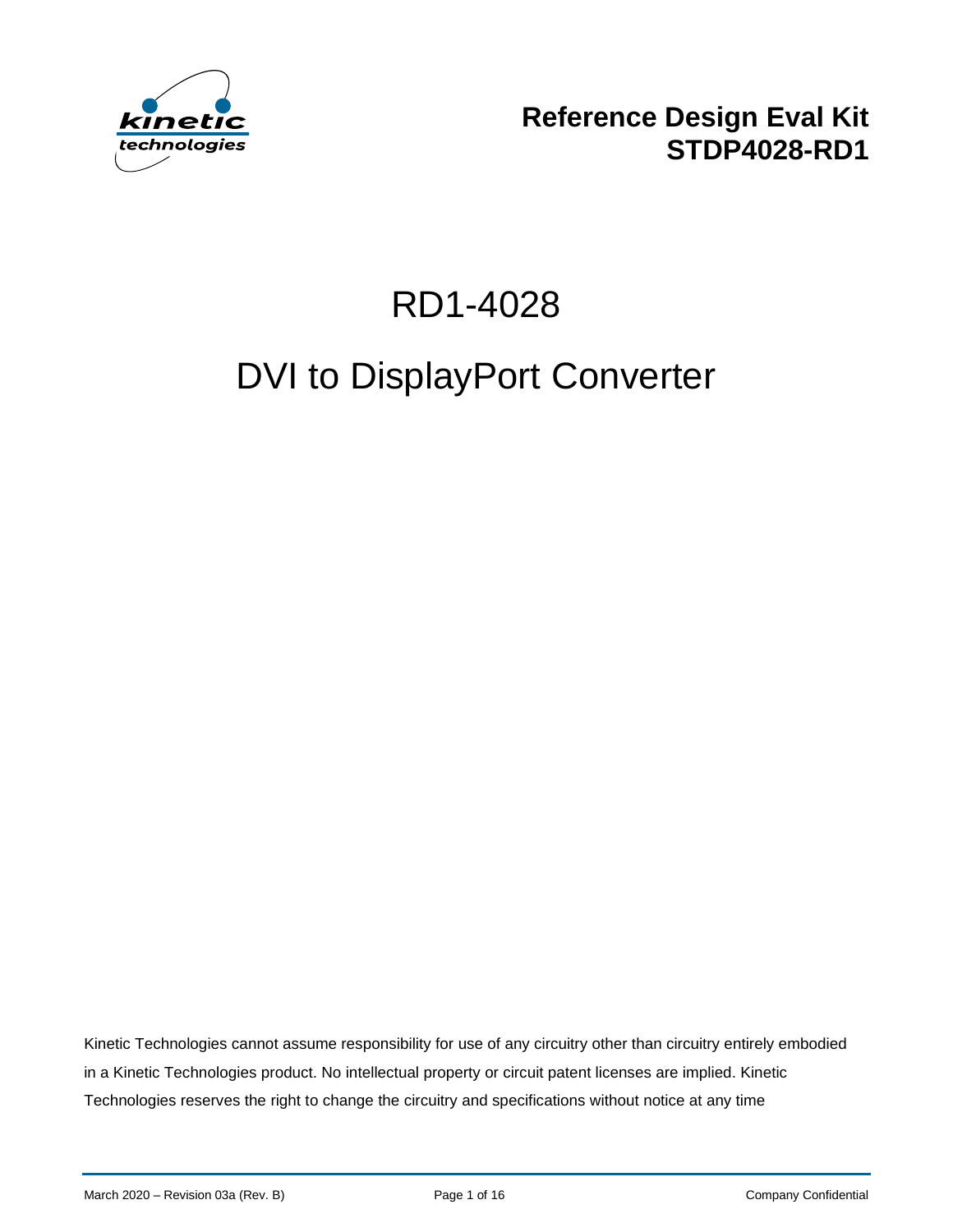kinetic technologies

# Reference Design Eval Kit
# STDP4028-RD1

# RD1-4028

# DVI to DisplayPort Converter

Kinetic Technologies cannot assume responsibility for use of any circuitry other than circuitry entirely embodied in a Kinetic Technologies product. No intellectual property or circuit patent licenses are implied. Kinetic Technologies reserves the right to change the circuitry and specifications without notice at any time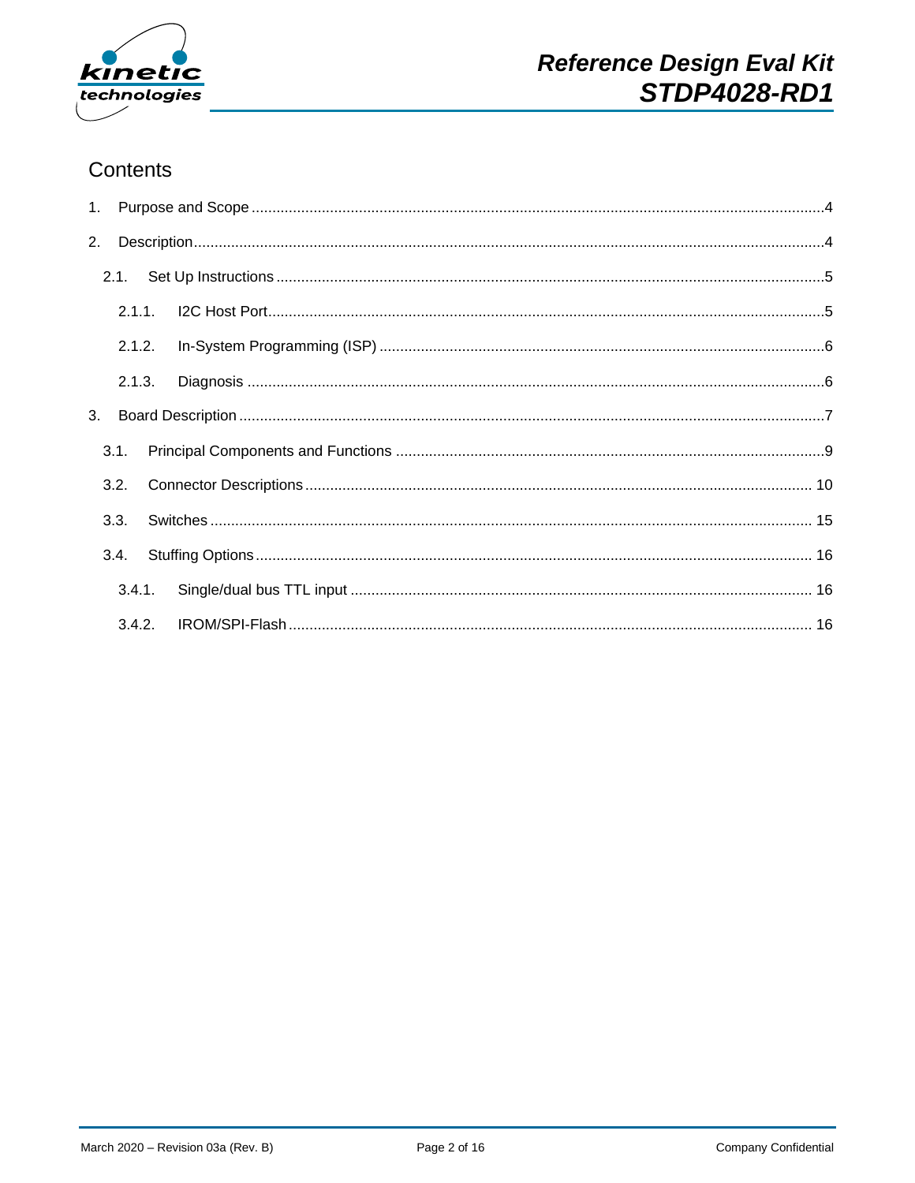# Contents

1. Purpose and Scope ..... 4
2. Description ..... 4
   - 2.1. Set Up Instructions ..... 5
     - 2.1.1. I2C Host Port ..... 5
     - 2.1.2. In-System Programming (ISP) ..... 6
     - 2.1.3. Diagnosis ..... 6
3. Board Description ..... 7
   - 3.1. Principal Components and Functions ..... 9
   - 3.2. Connector Descriptions ..... 10
   - 3.3. Switches ..... 15
   - 3.4. Stuffing Options ..... 16
     - 3.4.1. Single/dual bus TTL input ..... 16
     - 3.4.2. IROM/SPI-Flash ..... 16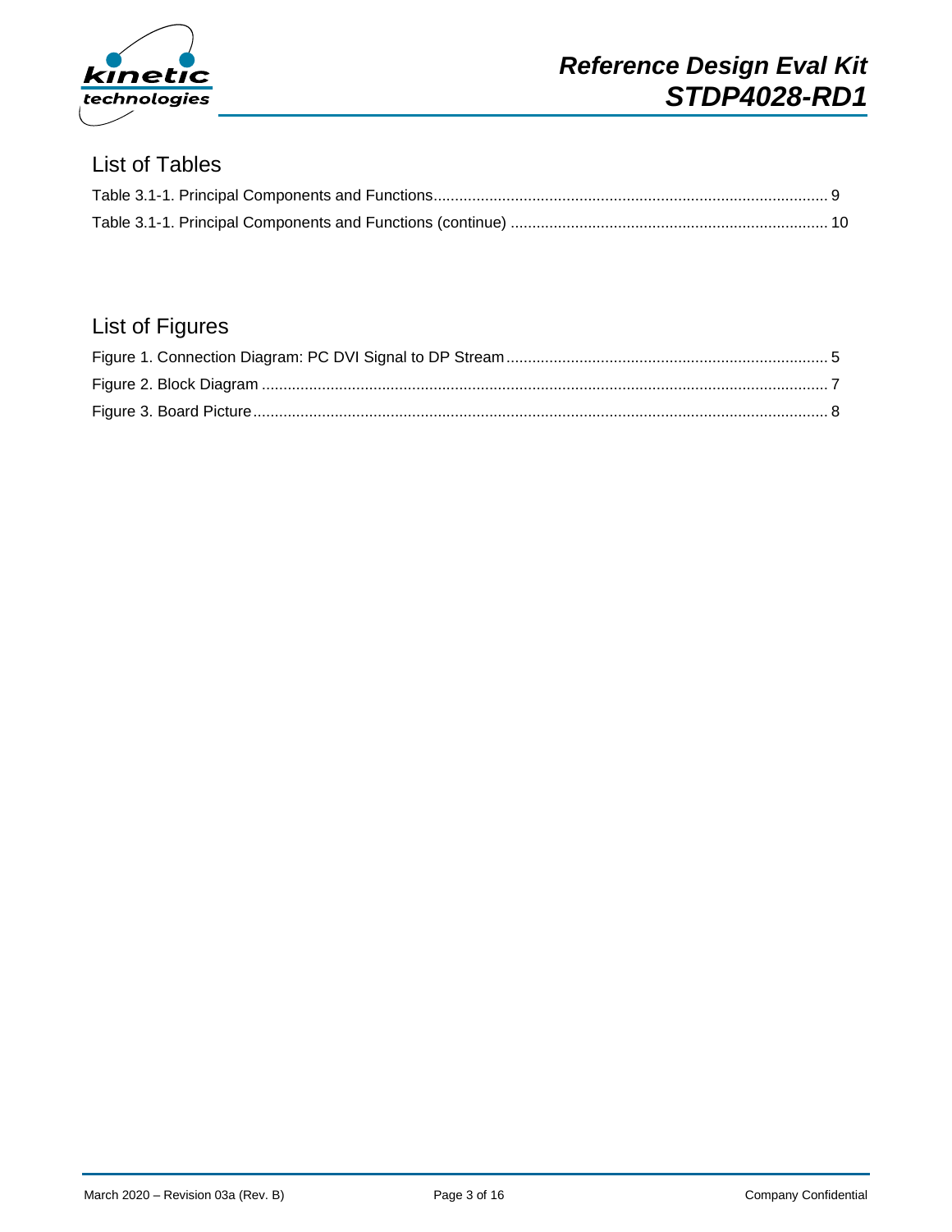## List of Tables

Table 3.1-1. Principal Components and Functions ........................................................................................ 9

Table 3.1-1. Principal Components and Functions (continue) ...................................................................... 10

## List of Figures

Figure 1. Connection Diagram: PC DVI Signal to DP Stream ........................................................................ 5

Figure 2. Block Diagram .................................................................................................................................. 7

Figure 3. Board Picture .................................................................................................................................... 8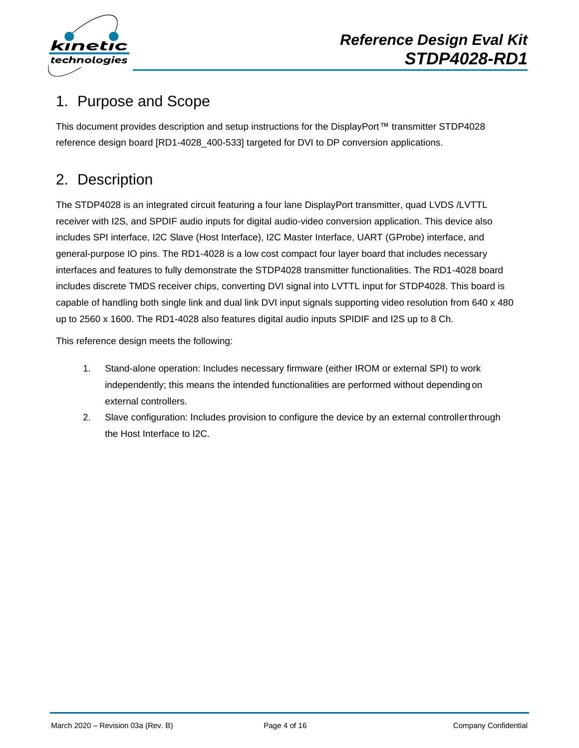## 1. Purpose and Scope

This document provides description and setup instructions for the DisplayPort™ transmitter STDP4028 reference design board [RD1-4028_400-533] targeted for DVI to DP conversion applications.

## 2. Description

The STDP4028 is an integrated circuit featuring a four lane DisplayPort transmitter, quad LVDS /LVTTL receiver with I2S, and SPDIF audio inputs for digital audio-video conversion application. This device also includes SPI interface, I2C Slave (Host Interface), I2C Master Interface, UART (GProbe) interface, and general-purpose IO pins. The RD1-4028 is a low cost compact four layer board that includes necessary interfaces and features to fully demonstrate the STDP4028 transmitter functionalities. The RD1-4028 board includes discrete TMDS receiver chips, converting DVI signal into LVTTL input for STDP4028. This board is capable of handling both single link and dual link DVI input signals supporting video resolution from 640 x 480 up to 2560 x 1600. The RD1-4028 also features digital audio inputs SPIDIF and I2S up to 8 Ch.

This reference design meets the following:

1. Stand-alone operation: Includes necessary firmware (either IROM or external SPI) to work independently; this means the intended functionalities are performed without depending on external controllers.
2. Slave configuration: Includes provision to configure the device by an external controller through the Host Interface to I2C.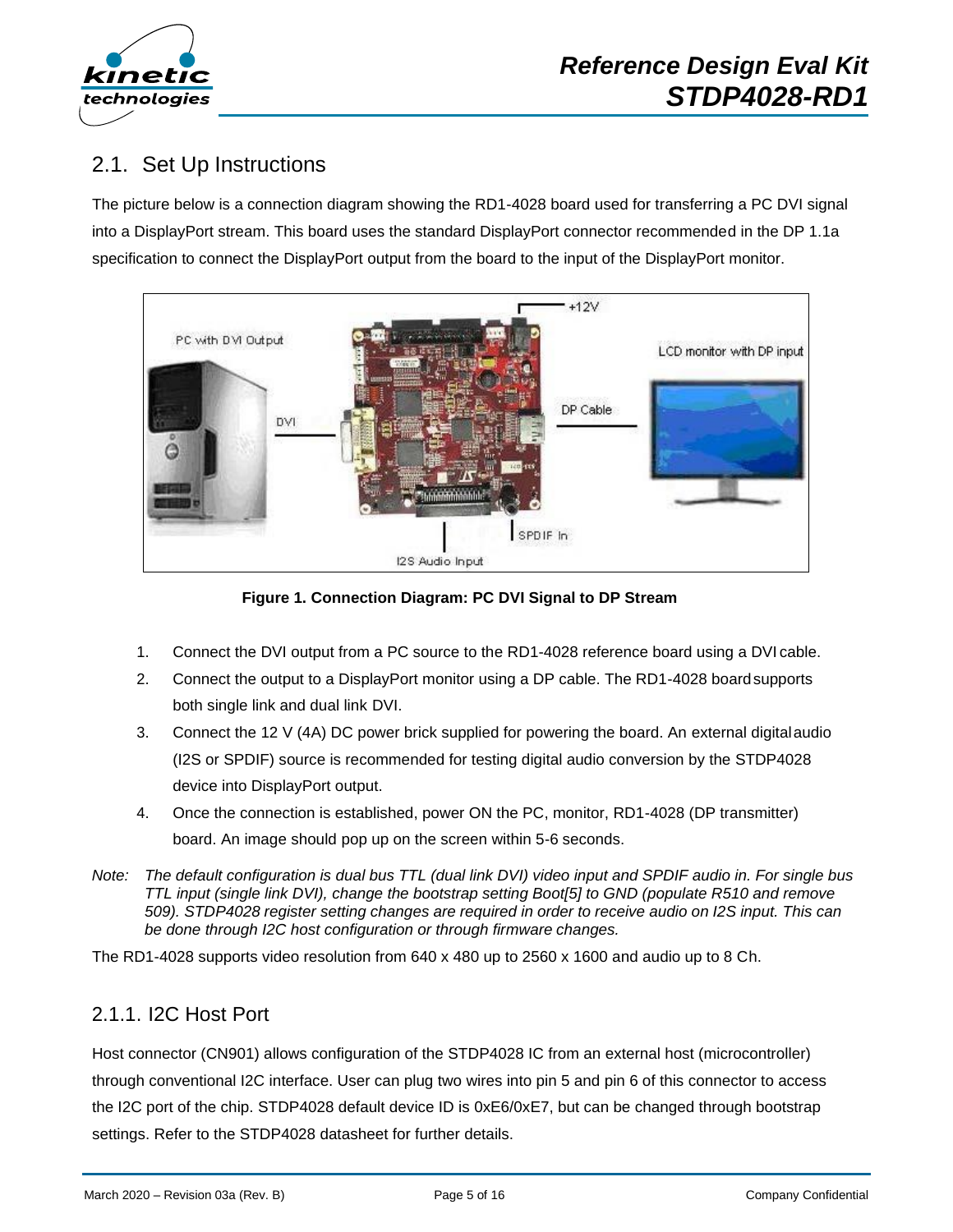## 2.1. Set Up Instructions

The picture below is a connection diagram showing the RD1-4028 board used for transferring a PC DVI signal into a DisplayPort stream. This board uses the standard DisplayPort connector recommended in the DP 1.1a specification to connect the DisplayPort output from the board to the input of the DisplayPort monitor.

**Figure 1. Connection Diagram: PC DVI Signal to DP Stream**

1. Connect the DVI output from a PC source to the RD1-4028 reference board using a DVI cable.
2. Connect the output to a DisplayPort monitor using a DP cable. The RD1-4028 board supports both single link and dual link DVI.
3. Connect the 12 V (4A) DC power brick supplied for powering the board. An external digital audio (I2S or SPDIF) source is recommended for testing digital audio conversion by the STDP4028 device into DisplayPort output.
4. Once the connection is established, power ON the PC, monitor, RD1-4028 (DP transmitter) board. An image should pop up on the screen within 5-6 seconds.

*Note: The default configuration is dual bus TTL (dual link DVI) video input and SPDIF audio in. For single bus TTL input (single link DVI), change the bootstrap setting Boot[5] to GND (populate R510 and remove 509). STDP4028 register setting changes are required in order to receive audio on I2S input. This can be done through I2C host configuration or through firmware changes.*

The RD1-4028 supports video resolution from 640 x 480 up to 2560 x 1600 and audio up to 8 Ch.

### 2.1.1. I2C Host Port

Host connector (CN901) allows configuration of the STDP4028 IC from an external host (microcontroller) through conventional I2C interface. User can plug two wires into pin 5 and pin 6 of this connector to access the I2C port of the chip. STDP4028 default device ID is 0xE6/0xE7, but can be changed through bootstrap settings. Refer to the STDP4028 datasheet for further details.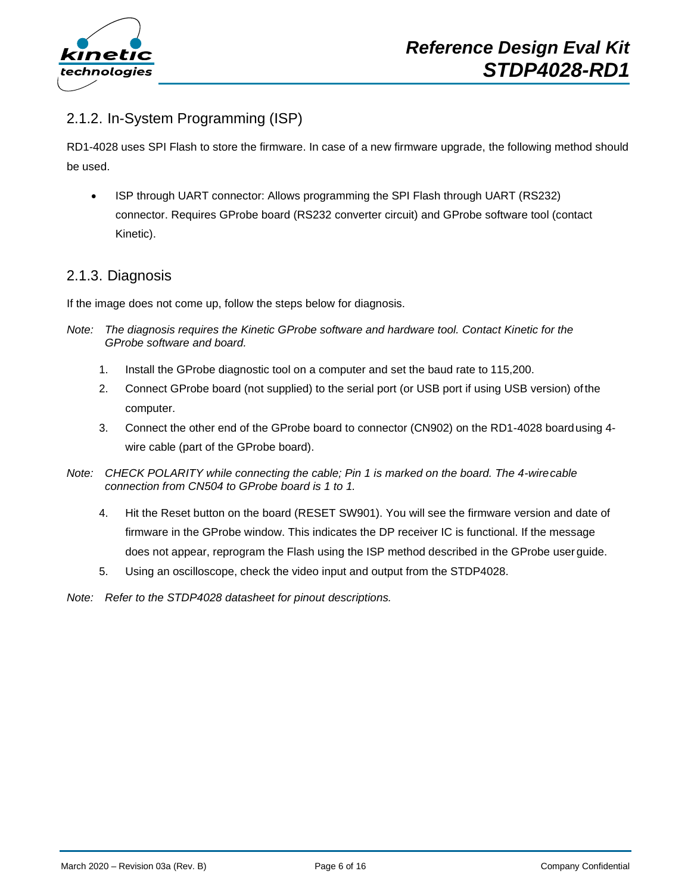## 2.1.2. In-System Programming (ISP)

RD1-4028 uses SPI Flash to store the firmware. In case of a new firmware upgrade, the following method should be used.

- ISP through UART connector: Allows programming the SPI Flash through UART (RS232) connector. Requires GProbe board (RS232 converter circuit) and GProbe software tool (contact Kinetic).

## 2.1.3. Diagnosis

If the image does not come up, follow the steps below for diagnosis.

*Note: The diagnosis requires the Kinetic GProbe software and hardware tool. Contact Kinetic for the GProbe software and board.*

1. Install the GProbe diagnostic tool on a computer and set the baud rate to 115,200.
2. Connect GProbe board (not supplied) to the serial port (or USB port if using USB version) of the computer.
3. Connect the other end of the GProbe board to connector (CN902) on the RD1-4028 board using 4-wire cable (part of the GProbe board).

*Note: CHECK POLARITY while connecting the cable; Pin 1 is marked on the board. The 4-wire cable connection from CN504 to GProbe board is 1 to 1.*

4. Hit the Reset button on the board (RESET SW901). You will see the firmware version and date of firmware in the GProbe window. This indicates the DP receiver IC is functional. If the message does not appear, reprogram the Flash using the ISP method described in the GProbe user guide.
5. Using an oscilloscope, check the video input and output from the STDP4028.

*Note: Refer to the STDP4028 datasheet for pinout descriptions.*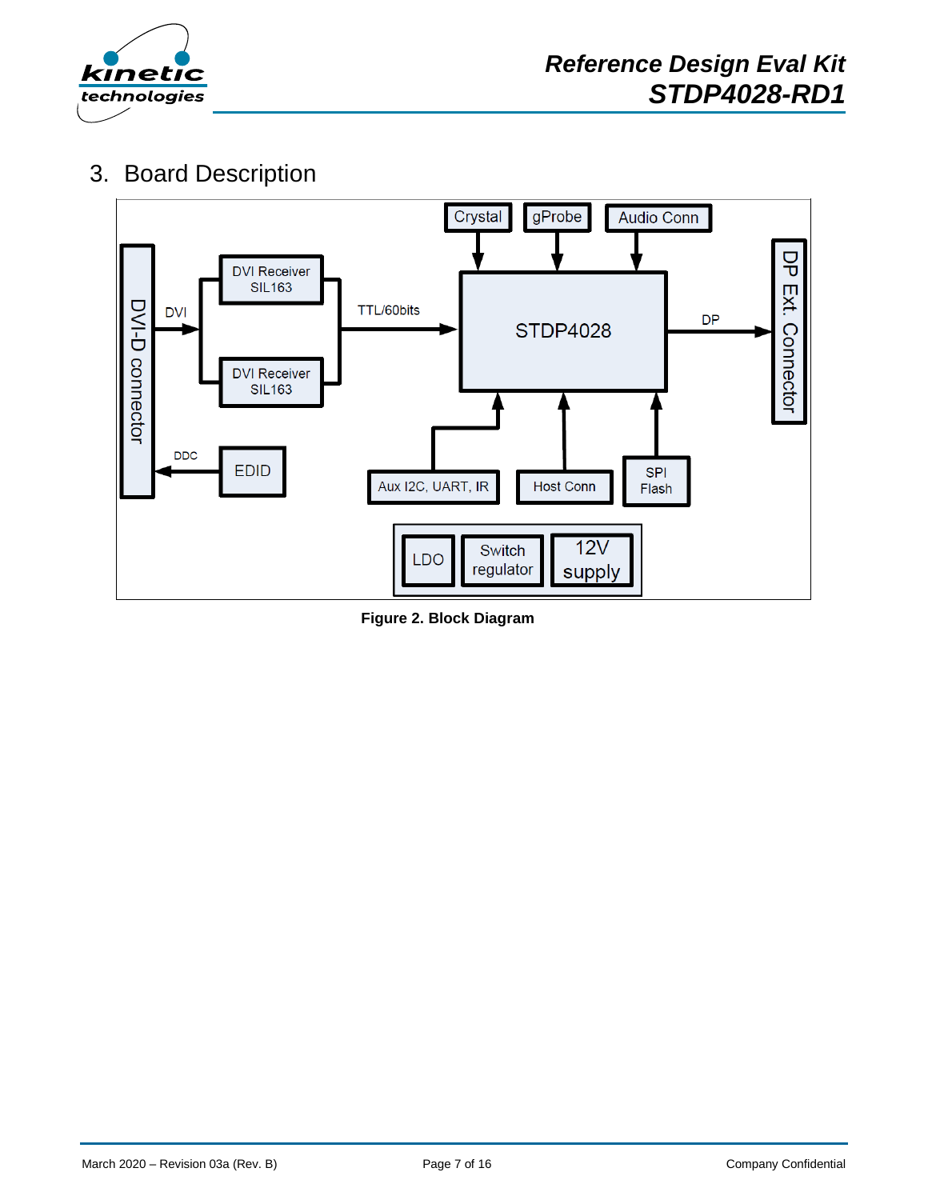## 3. Board Description

Figure 2. Block Diagram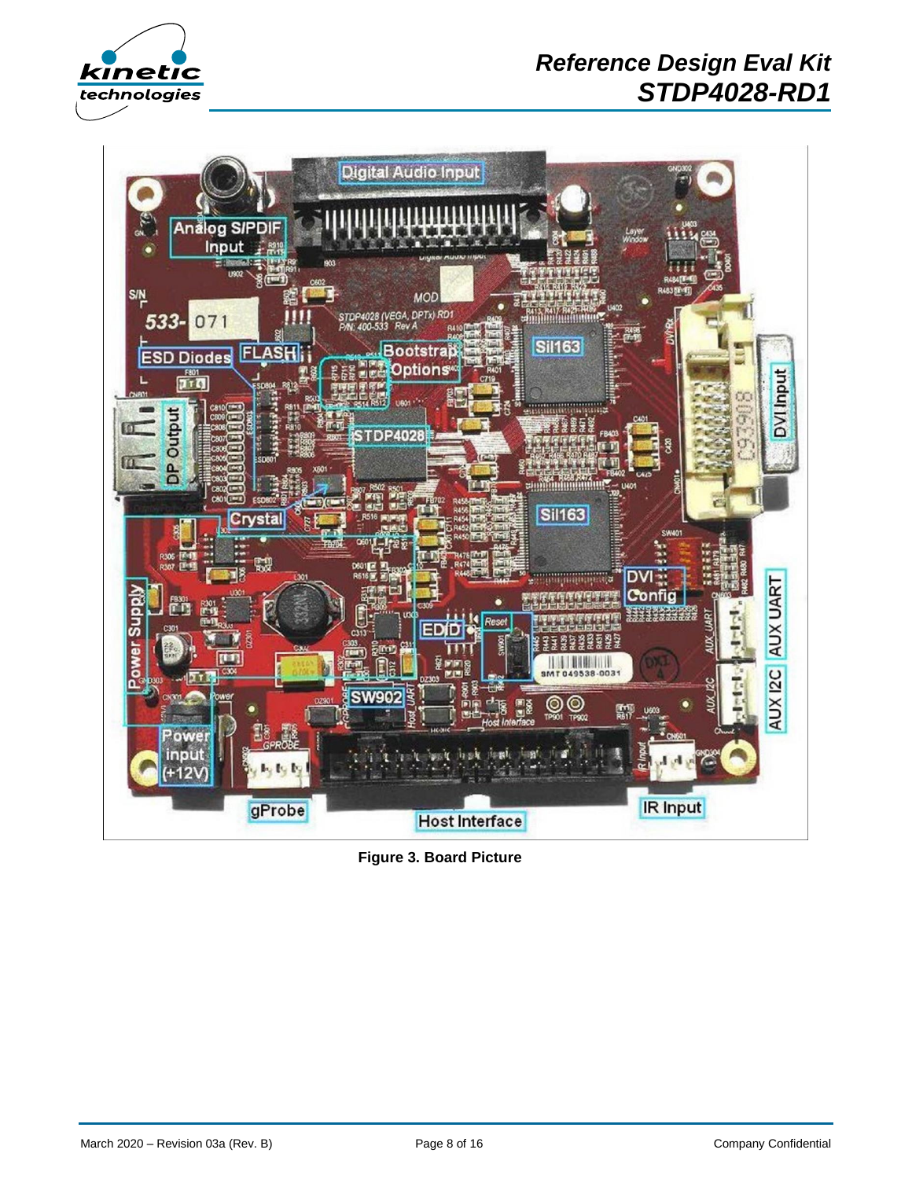Figure 3. Board Picture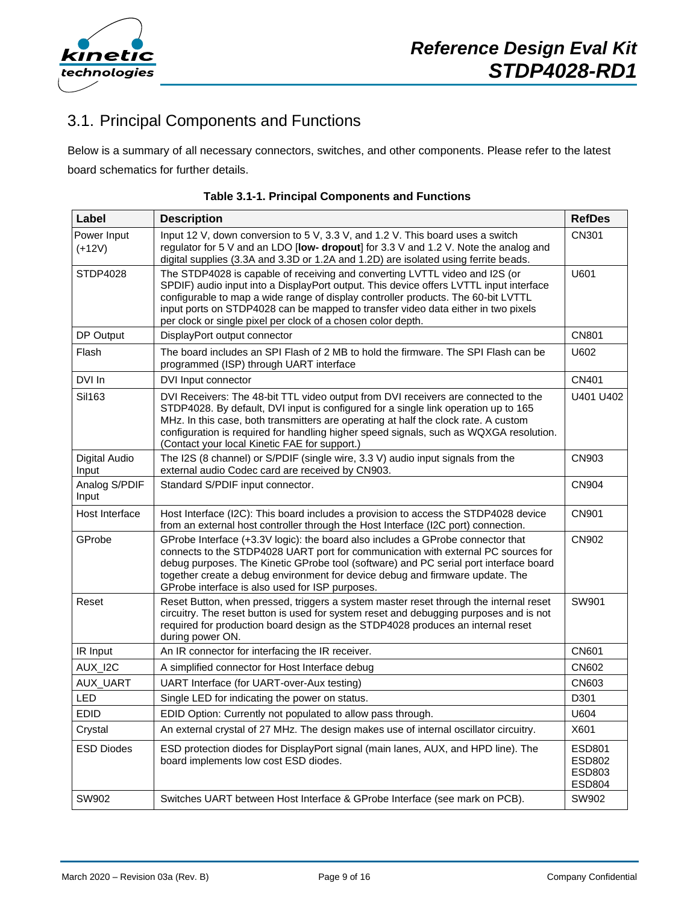## 3.1. Principal Components and Functions

Below is a summary of all necessary connectors, switches, and other components. Please refer to the latest board schematics for further details.

**Table 3.1-1. Principal Components and Functions**

| Label | Description | RefDes |
|---|---|---|
| Power Input (+12V) | Input 12 V, down conversion to 5 V, 3.3 V, and 1.2 V. This board uses a switch regulator for 5 V and an LDO [**low- dropout**] for 3.3 V and 1.2 V. Note the analog and digital supplies (3.3A and 3.3D or 1.2A and 1.2D) are isolated using ferrite beads. | CN301 |
| STDP4028 | The STDP4028 is capable of receiving and converting LVTTL video and I2S (or SPDIF) audio input into a DisplayPort output. This device offers LVTTL input interface configurable to map a wide range of display controller products. The 60-bit LVTTL input ports on STDP4028 can be mapped to transfer video data either in two pixels per clock or single pixel per clock of a chosen color depth. | U601 |
| DP Output | DisplayPort output connector | CN801 |
| Flash | The board includes an SPI Flash of 2 MB to hold the firmware. The SPI Flash can be programmed (ISP) through UART interface | U602 |
| DVI In | DVI Input connector | CN401 |
| Sil163 | DVI Receivers: The 48-bit TTL video output from DVI receivers are connected to the STDP4028. By default, DVI input is configured for a single link operation up to 165 MHz. In this case, both transmitters are operating at half the clock rate. A custom configuration is required for handling higher speed signals, such as WQXGA resolution. (Contact your local Kinetic FAE for support.) | U401 U402 |
| Digital Audio Input | The I2S (8 channel) or S/PDIF (single wire, 3.3 V) audio input signals from the external audio Codec card are received by CN903. | CN903 |
| Analog S/PDIF Input | Standard S/PDIF input connector. | CN904 |
| Host Interface | Host Interface (I2C): This board includes a provision to access the STDP4028 device from an external host controller through the Host Interface (I2C port) connection. | CN901 |
| GProbe | GProbe Interface (+3.3V logic): the board also includes a GProbe connector that connects to the STDP4028 UART port for communication with external PC sources for debug purposes. The Kinetic GProbe tool (software) and PC serial port interface board together create a debug environment for device debug and firmware update. The GProbe interface is also used for ISP purposes. | CN902 |
| Reset | Reset Button, when pressed, triggers a system master reset through the internal reset circuitry. The reset button is used for system reset and debugging purposes and is not required for production board design as the STDP4028 produces an internal reset during power ON. | SW901 |
| IR Input | An IR connector for interfacing the IR receiver. | CN601 |
| AUX_I2C | A simplified connector for Host Interface debug | CN602 |
| AUX_UART | UART Interface (for UART-over-Aux testing) | CN603 |
| LED | Single LED for indicating the power on status. | D301 |
| EDID | EDID Option: Currently not populated to allow pass through. | U604 |
| Crystal | An external crystal of 27 MHz. The design makes use of internal oscillator circuitry. | X601 |
| ESD Diodes | ESD protection diodes for DisplayPort signal (main lanes, AUX, and HPD line). The board implements low cost ESD diodes. | ESD801 ESD802 ESD803 ESD804 |
| SW902 | Switches UART between Host Interface & GProbe Interface (see mark on PCB). | SW902 |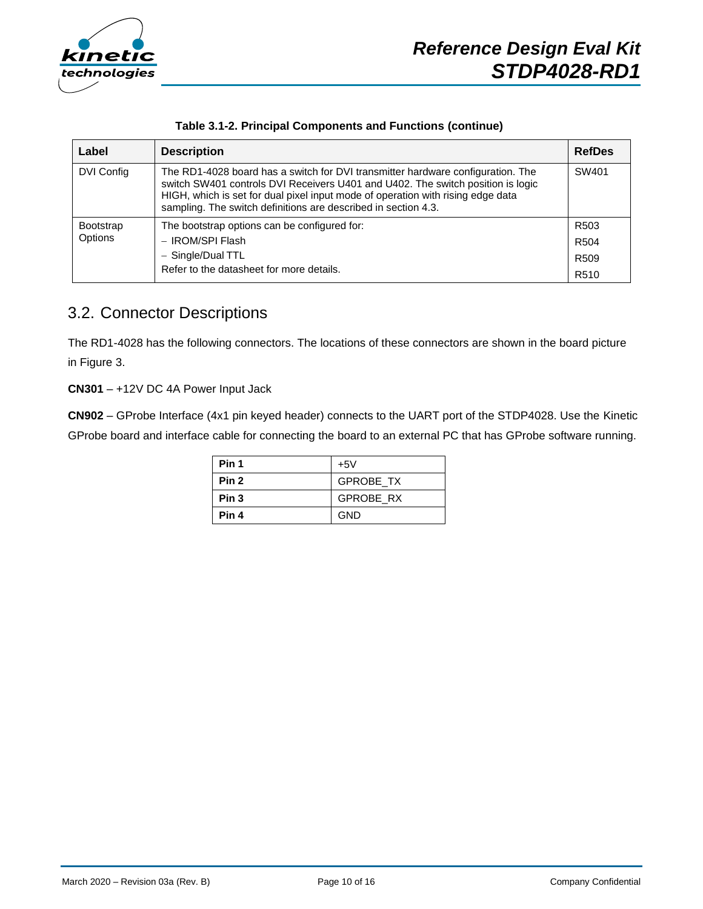**Table 3.1-2. Principal Components and Functions (continue)**

| Label | Description | RefDes |
|---|---|---|
| DVI Config | The RD1-4028 board has a switch for DVI transmitter hardware configuration. The switch SW401 controls DVI Receivers U401 and U402. The switch position is logic HIGH, which is set for dual pixel input mode of operation with rising edge data sampling. The switch definitions are described in section 4.3. | SW401 |
| Bootstrap Options | The bootstrap options can be configured for:<br>– IROM/SPI Flash<br>– Single/Dual TTL<br>Refer to the datasheet for more details. | R503<br>R504<br>R509<br>R510 |

## 3.2. Connector Descriptions

The RD1-4028 has the following connectors. The locations of these connectors are shown in the board picture in Figure 3.

**CN301** – +12V DC 4A Power Input Jack

**CN902** – GProbe Interface (4x1 pin keyed header) connects to the UART port of the STDP4028. Use the Kinetic GProbe board and interface cable for connecting the board to an external PC that has GProbe software running.

| | |
|---|---|
| **Pin 1** | +5V |
| **Pin 2** | GPROBE_TX |
| **Pin 3** | GPROBE_RX |
| **Pin 4** | GND |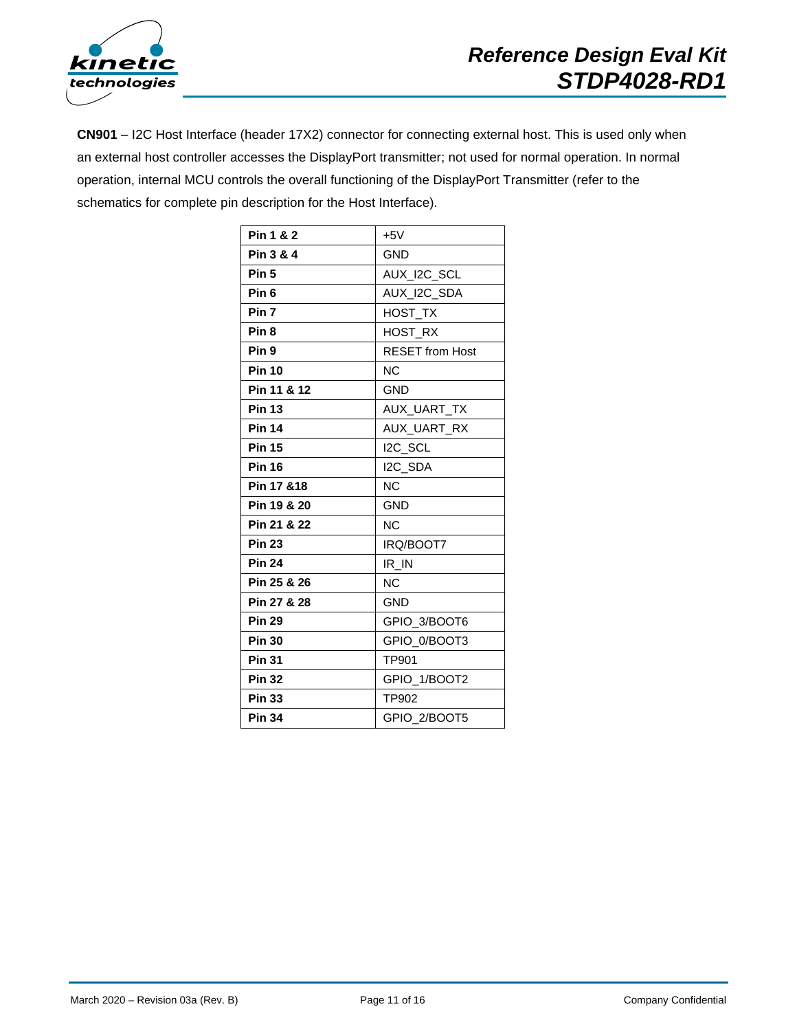**CN901** – I2C Host Interface (header 17X2) connector for connecting external host. This is used only when an external host controller accesses the DisplayPort transmitter; not used for normal operation. In normal operation, internal MCU controls the overall functioning of the DisplayPort Transmitter (refer to the schematics for complete pin description for the Host Interface).

| **Pin 1 & 2** | +5V |
|---|---|
| **Pin 3 & 4** | GND |
| **Pin 5** | AUX_I2C_SCL |
| **Pin 6** | AUX_I2C_SDA |
| **Pin 7** | HOST_TX |
| **Pin 8** | HOST_RX |
| **Pin 9** | RESET from Host |
| **Pin 10** | NC |
| **Pin 11 & 12** | GND |
| **Pin 13** | AUX_UART_TX |
| **Pin 14** | AUX_UART_RX |
| **Pin 15** | I2C_SCL |
| **Pin 16** | I2C_SDA |
| **Pin 17 &18** | NC |
| **Pin 19 & 20** | GND |
| **Pin 21 & 22** | NC |
| **Pin 23** | IRQ/BOOT7 |
| **Pin 24** | IR_IN |
| **Pin 25 & 26** | NC |
| **Pin 27 & 28** | GND |
| **Pin 29** | GPIO_3/BOOT6 |
| **Pin 30** | GPIO_0/BOOT3 |
| **Pin 31** | TP901 |
| **Pin 32** | GPIO_1/BOOT2 |
| **Pin 33** | TP902 |
| **Pin 34** | GPIO_2/BOOT5 |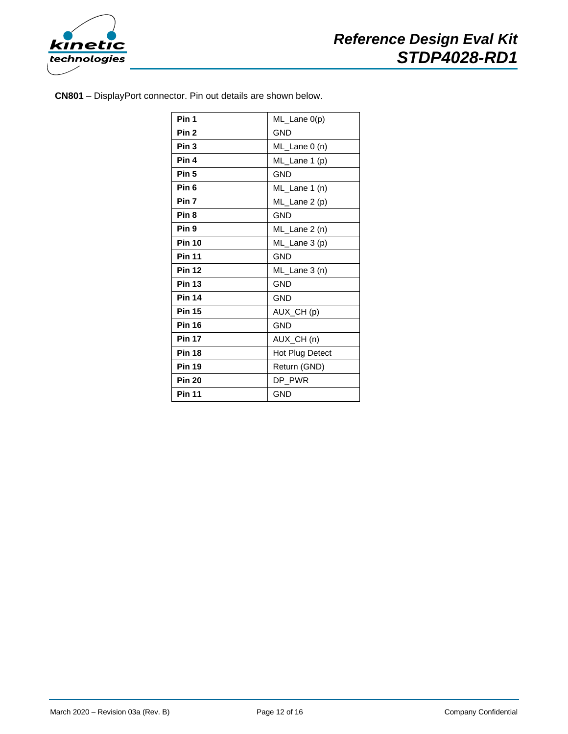**CN801** – DisplayPort connector. Pin out details are shown below.

| | |
|---|---|
| **Pin 1** | ML_Lane 0(p) |
| **Pin 2** | GND |
| **Pin 3** | ML_Lane 0 (n) |
| **Pin 4** | ML_Lane 1 (p) |
| **Pin 5** | GND |
| **Pin 6** | ML_Lane 1 (n) |
| **Pin 7** | ML_Lane 2 (p) |
| **Pin 8** | GND |
| **Pin 9** | ML_Lane 2 (n) |
| **Pin 10** | ML_Lane 3 (p) |
| **Pin 11** | GND |
| **Pin 12** | ML_Lane 3 (n) |
| **Pin 13** | GND |
| **Pin 14** | GND |
| **Pin 15** | AUX_CH (p) |
| **Pin 16** | GND |
| **Pin 17** | AUX_CH (n) |
| **Pin 18** | Hot Plug Detect |
| **Pin 19** | Return (GND) |
| **Pin 20** | DP_PWR |
| **Pin 11** | GND |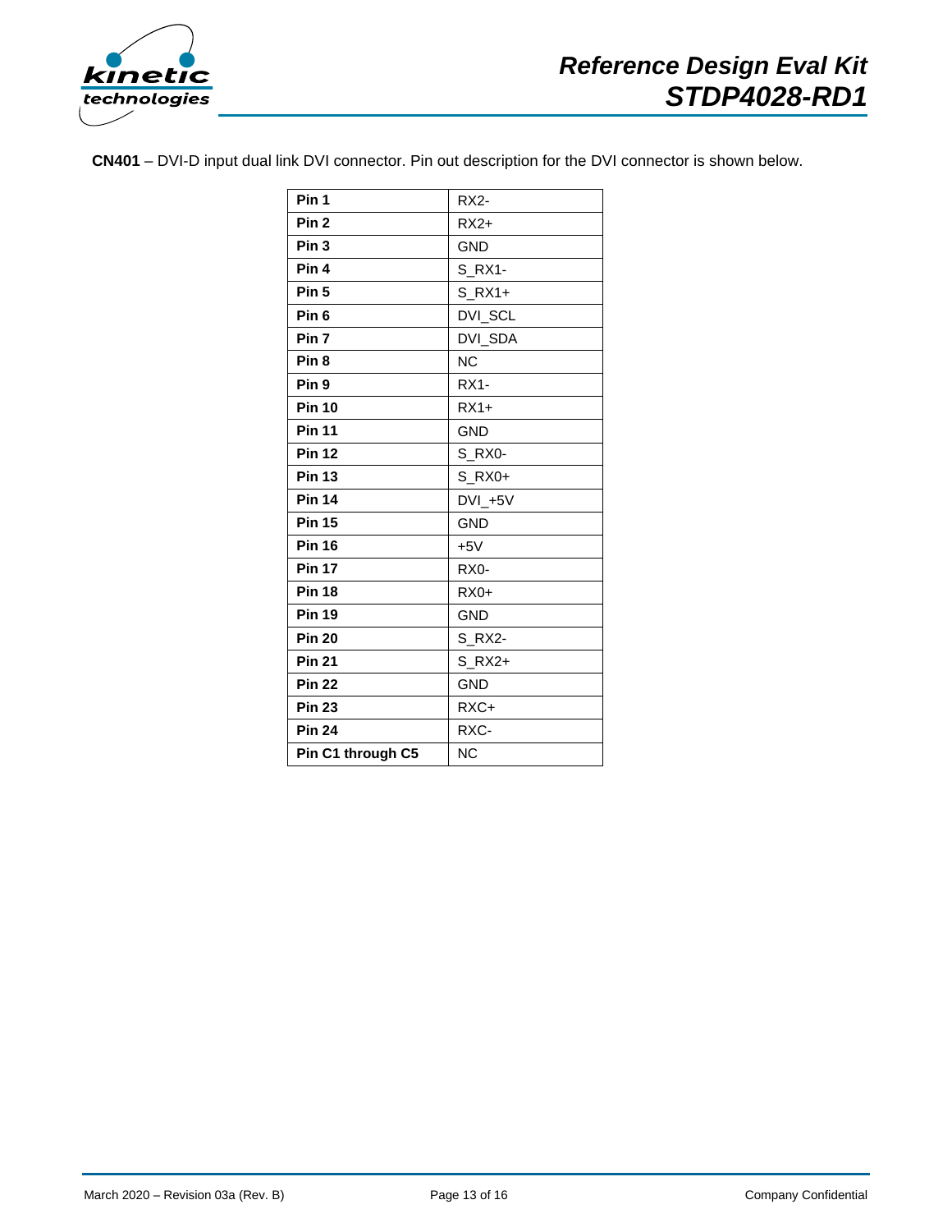**CN401** – DVI-D input dual link DVI connector. Pin out description for the DVI connector is shown below.

| | |
|---|---|
| **Pin 1** | RX2- |
| **Pin 2** | RX2+ |
| **Pin 3** | GND |
| **Pin 4** | S_RX1- |
| **Pin 5** | S_RX1+ |
| **Pin 6** | DVI_SCL |
| **Pin 7** | DVI_SDA |
| **Pin 8** | NC |
| **Pin 9** | RX1- |
| **Pin 10** | RX1+ |
| **Pin 11** | GND |
| **Pin 12** | S_RX0- |
| **Pin 13** | S_RX0+ |
| **Pin 14** | DVI_+5V |
| **Pin 15** | GND |
| **Pin 16** | +5V |
| **Pin 17** | RX0- |
| **Pin 18** | RX0+ |
| **Pin 19** | GND |
| **Pin 20** | S_RX2- |
| **Pin 21** | S_RX2+ |
| **Pin 22** | GND |
| **Pin 23** | RXC+ |
| **Pin 24** | RXC- |
| **Pin C1 through C5** | NC |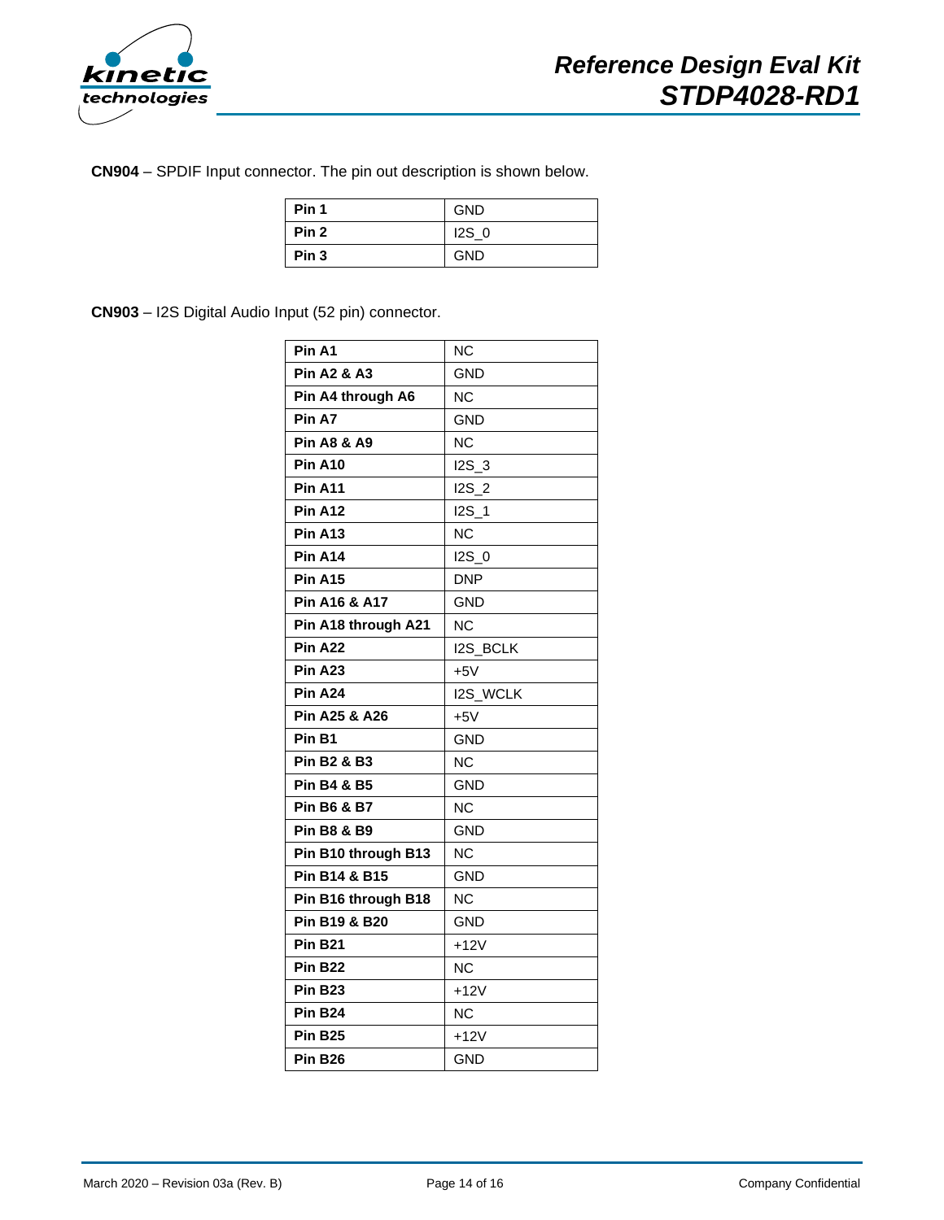**CN904** – SPDIF Input connector. The pin out description is shown below.

| | |
|---|---|
| **Pin 1** | GND |
| **Pin 2** | I2S_0 |
| **Pin 3** | GND |

**CN903** – I2S Digital Audio Input (52 pin) connector.

| | |
|---|---|
| **Pin A1** | NC |
| **Pin A2 & A3** | GND |
| **Pin A4 through A6** | NC |
| **Pin A7** | GND |
| **Pin A8 & A9** | NC |
| **Pin A10** | I2S_3 |
| **Pin A11** | I2S_2 |
| **Pin A12** | I2S_1 |
| **Pin A13** | NC |
| **Pin A14** | I2S_0 |
| **Pin A15** | DNP |
| **Pin A16 & A17** | GND |
| **Pin A18 through A21** | NC |
| **Pin A22** | I2S_BCLK |
| **Pin A23** | +5V |
| **Pin A24** | I2S_WCLK |
| **Pin A25 & A26** | +5V |
| **Pin B1** | GND |
| **Pin B2 & B3** | NC |
| **Pin B4 & B5** | GND |
| **Pin B6 & B7** | NC |
| **Pin B8 & B9** | GND |
| **Pin B10 through B13** | NC |
| **Pin B14 & B15** | GND |
| **Pin B16 through B18** | NC |
| **Pin B19 & B20** | GND |
| **Pin B21** | +12V |
| **Pin B22** | NC |
| **Pin B23** | +12V |
| **Pin B24** | NC |
| **Pin B25** | +12V |
| **Pin B26** | GND |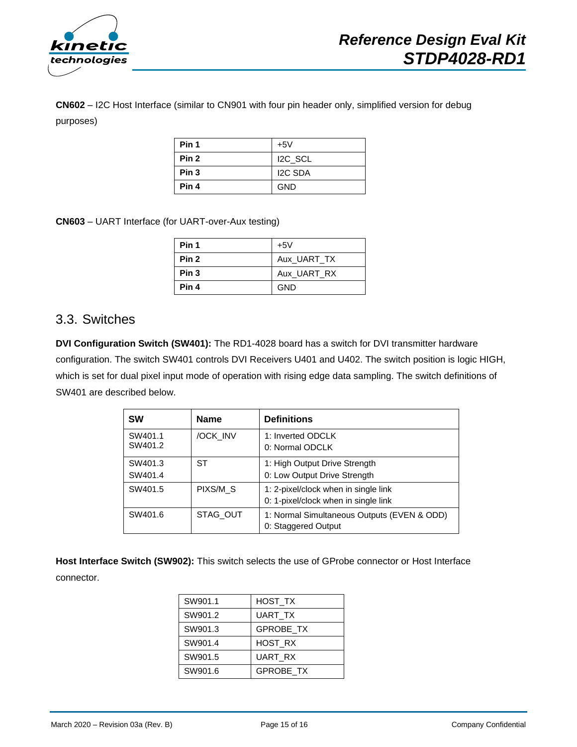**CN602** – I2C Host Interface (similar to CN901 with four pin header only, simplified version for debug purposes)

| Pin 1 | +5V |
|---|---|
| Pin 2 | I2C_SCL |
| Pin 3 | I2C SDA |
| Pin 4 | GND |

**CN603** – UART Interface (for UART-over-Aux testing)

| Pin 1 | +5V |
|---|---|
| Pin 2 | Aux_UART_TX |
| Pin 3 | Aux_UART_RX |
| Pin 4 | GND |

## 3.3. Switches

**DVI Configuration Switch (SW401):** The RD1-4028 board has a switch for DVI transmitter hardware configuration. The switch SW401 controls DVI Receivers U401 and U402. The switch position is logic HIGH, which is set for dual pixel input mode of operation with rising edge data sampling. The switch definitions of SW401 are described below.

| SW | Name | Definitions |
|---|---|---|
| SW401.1<br>SW401.2 | /OCK_INV | 1: Inverted ODCLK<br>0: Normal ODCLK |
| SW401.3<br>SW401.4 | ST | 1: High Output Drive Strength<br>0: Low Output Drive Strength |
| SW401.5 | PIXS/M_S | 1: 2-pixel/clock when in single link<br>0: 1-pixel/clock when in single link |
| SW401.6 | STAG_OUT | 1: Normal Simultaneous Outputs (EVEN & ODD)<br>0: Staggered Output |

**Host Interface Switch (SW902):** This switch selects the use of GProbe connector or Host Interface connector.

| SW901.1 | HOST_TX |
|---|---|
| SW901.2 | UART_TX |
| SW901.3 | GPROBE_TX |
| SW901.4 | HOST_RX |
| SW901.5 | UART_RX |
| SW901.6 | GPROBE_TX |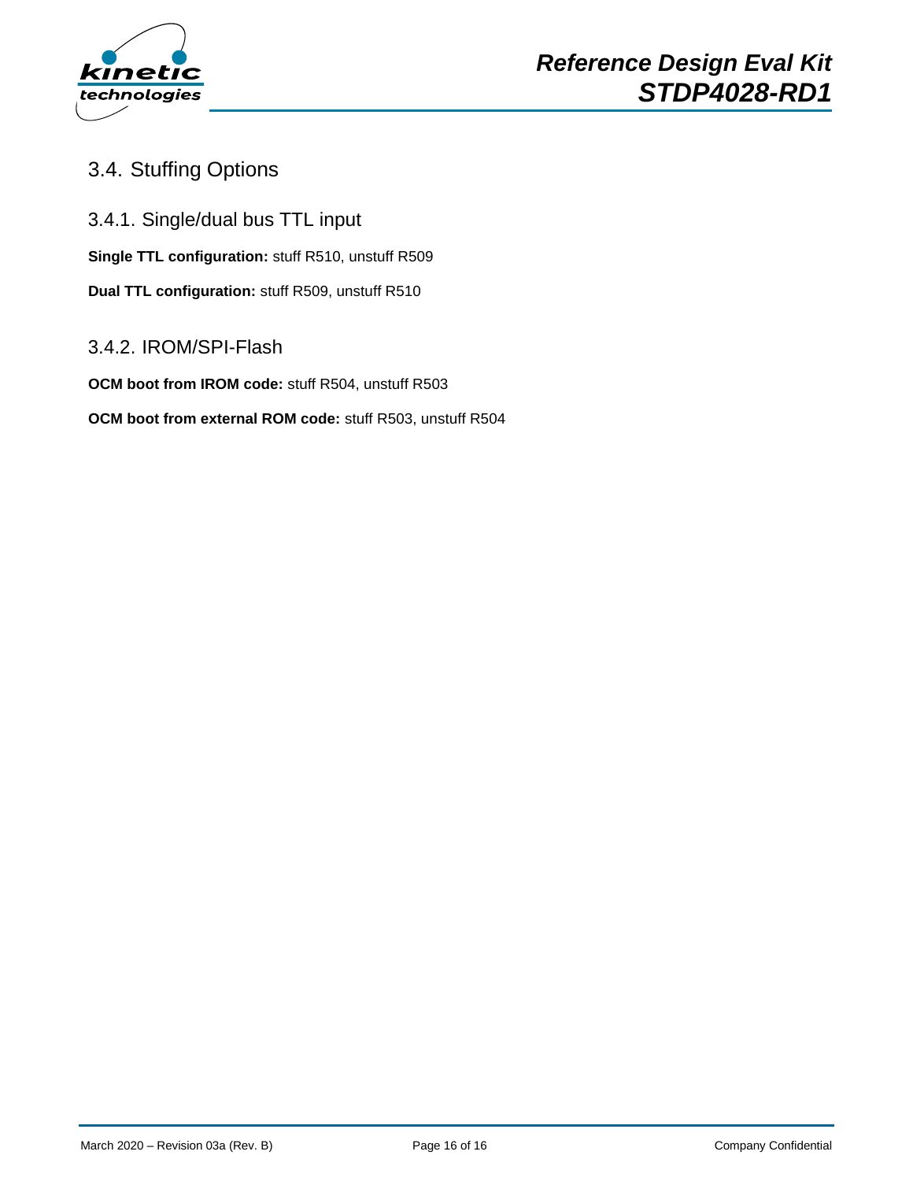## 3.4. Stuffing Options

### 3.4.1. Single/dual bus TTL input

**Single TTL configuration:** stuff R510, unstuff R509

**Dual TTL configuration:** stuff R509, unstuff R510

### 3.4.2. IROM/SPI-Flash

**OCM boot from IROM code:** stuff R504, unstuff R503

**OCM boot from external ROM code:** stuff R503, unstuff R504